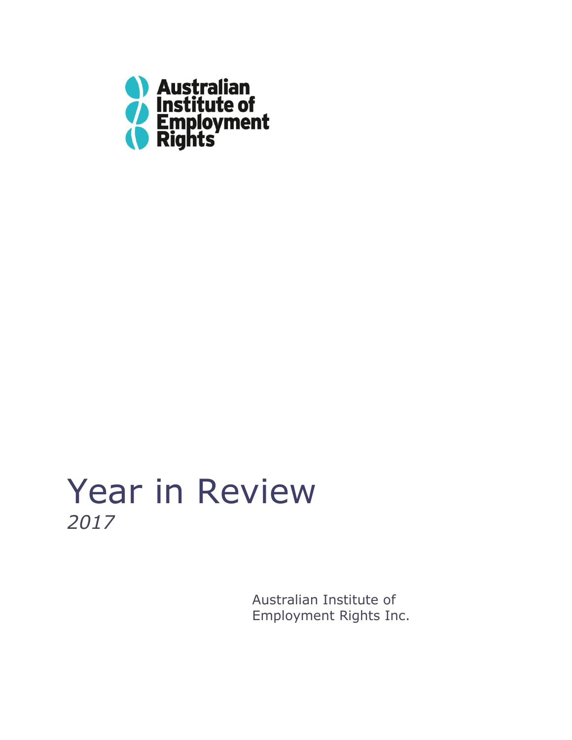Australian Institute of Employment Rights

# Year in Review

*2017*

Australian Institute of Employment Rights Inc.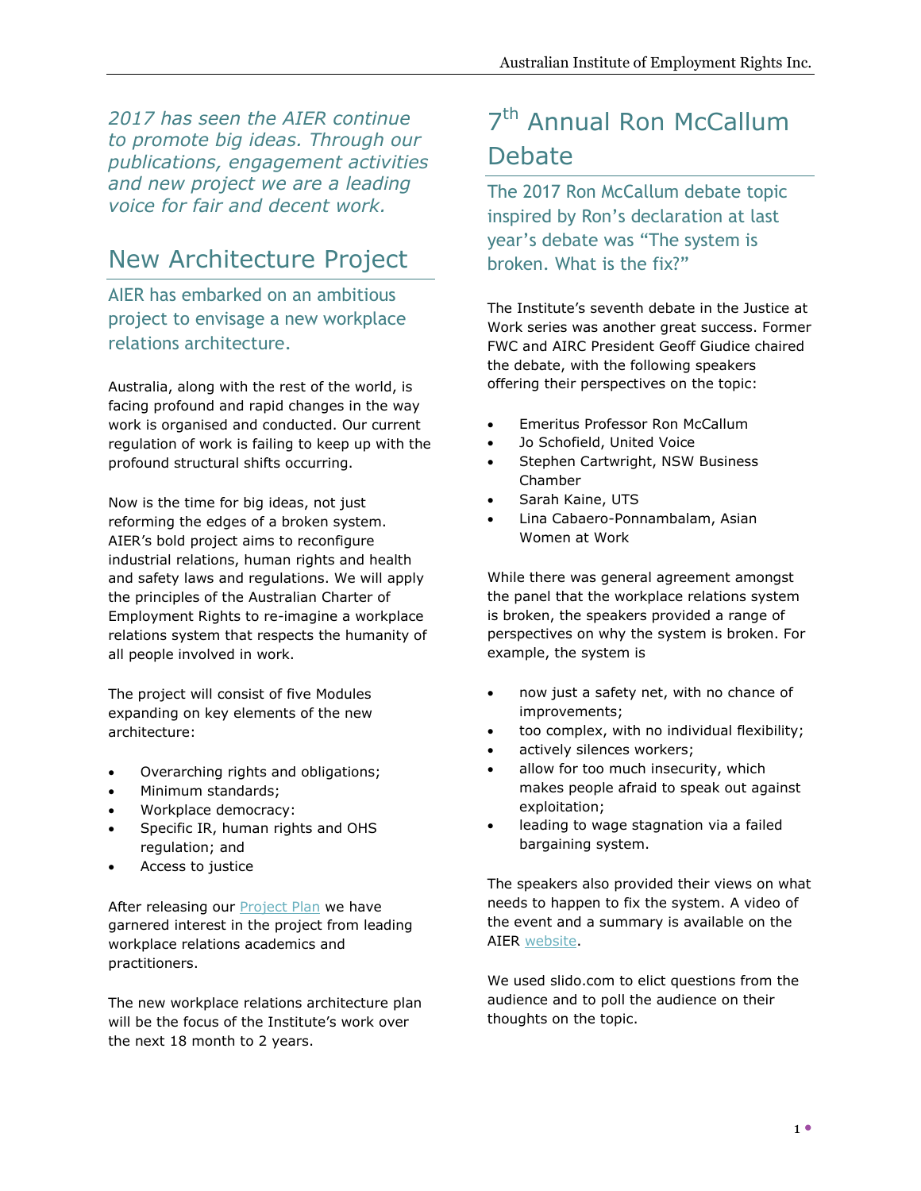*2017 has seen the AIER continue to promote big ideas. Through our publications, engagement activities and new project we are a leading voice for fair and decent work.*

## New Architecture Project

### AIER has embarked on an ambitious project to envisage a new workplace relations architecture.

Australia, along with the rest of the world, is facing profound and rapid changes in the way work is organised and conducted. Our current regulation of work is failing to keep up with the profound structural shifts occurring.

Now is the time for big ideas, not just reforming the edges of a broken system. AIER's bold project aims to reconfigure industrial relations, human rights and health and safety laws and regulations. We will apply the principles of the Australian Charter of Employment Rights to re-imagine a workplace relations system that respects the humanity of all people involved in work.

The project will consist of five Modules expanding on key elements of the new architecture:

- Overarching rights and obligations;
- Minimum standards;
- Workplace democracy:
- Specific IR, human rights and OHS regulation; and
- Access to justice

After releasing our Project Plan we have garnered interest in the project from leading workplace relations academics and practitioners.

The new workplace relations architecture plan will be the focus of the Institute's work over the next 18 month to 2 years.

## 7th Annual Ron McCallum Debate

### The 2017 Ron McCallum debate topic inspired by Ron's declaration at last year's debate was "The system is broken. What is the fix?"

The Institute's seventh debate in the Justice at Work series was another great success. Former FWC and AIRC President Geoff Giudice chaired the debate, with the following speakers offering their perspectives on the topic:

- Emeritus Professor Ron McCallum
- Jo Schofield, United Voice
- Stephen Cartwright, NSW Business Chamber
- Sarah Kaine, UTS
- Lina Cabaero-Ponnambalam, Asian Women at Work

While there was general agreement amongst the panel that the workplace relations system is broken, the speakers provided a range of perspectives on why the system is broken. For example, the system is

- now just a safety net, with no chance of improvements;
- too complex, with no individual flexibility;
- actively silences workers;
- allow for too much insecurity, which makes people afraid to speak out against exploitation;
- leading to wage stagnation via a failed bargaining system.

The speakers also provided their views on what needs to happen to fix the system. A video of the event and a summary is available on the AIER website.

We used slido.com to elict questions from the audience and to poll the audience on their thoughts on the topic.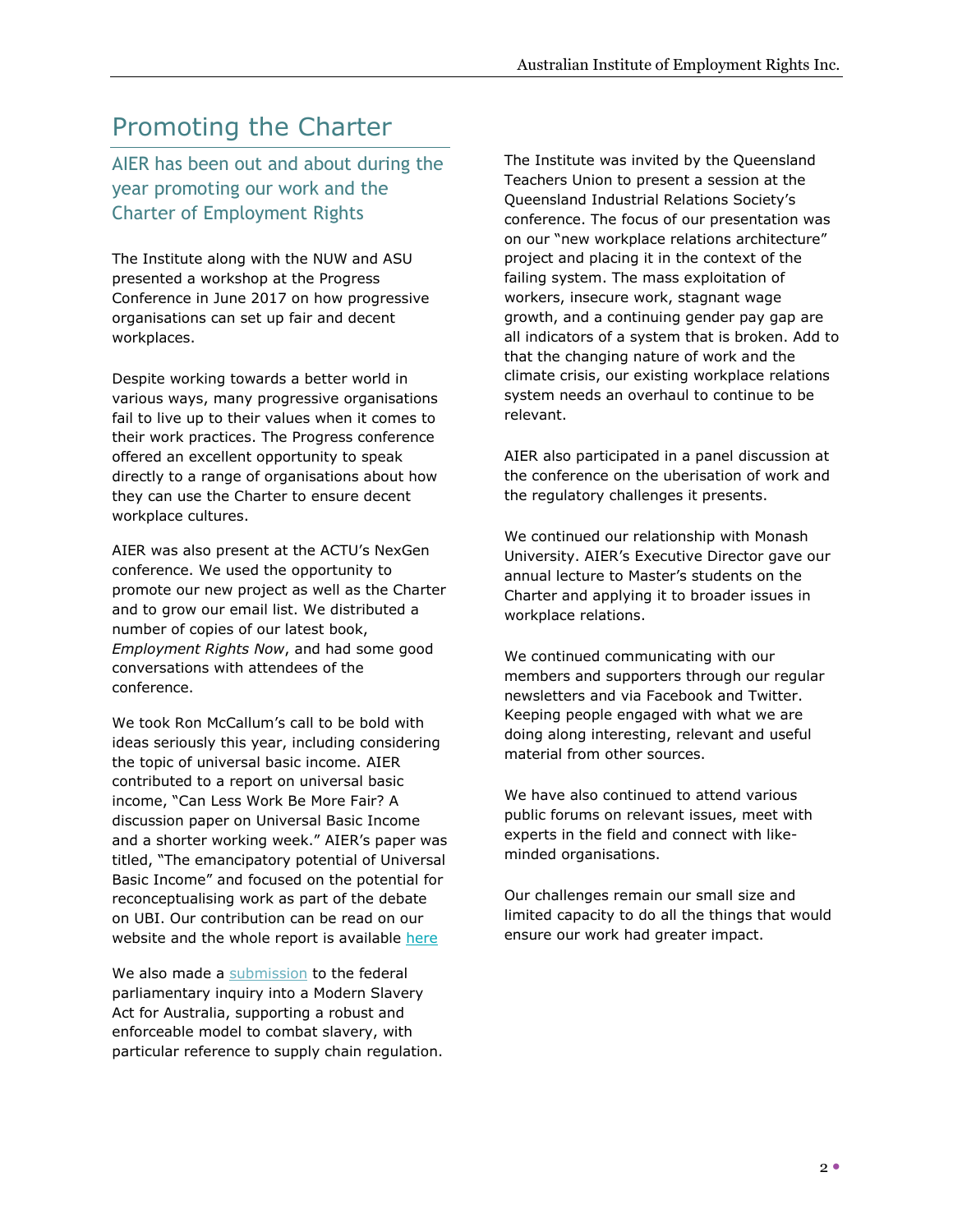# Promoting the Charter

## AIER has been out and about during the year promoting our work and the Charter of Employment Rights

The Institute along with the NUW and ASU presented a workshop at the Progress Conference in June 2017 on how progressive organisations can set up fair and decent workplaces.

Despite working towards a better world in various ways, many progressive organisations fail to live up to their values when it comes to their work practices. The Progress conference offered an excellent opportunity to speak directly to a range of organisations about how they can use the Charter to ensure decent workplace cultures.

AIER was also present at the ACTU's NexGen conference. We used the opportunity to promote our new project as well as the Charter and to grow our email list. We distributed a number of copies of our latest book, *Employment Rights Now*, and had some good conversations with attendees of the conference.

We took Ron McCallum's call to be bold with ideas seriously this year, including considering the topic of universal basic income. AIER contributed to a report on universal basic income, "Can Less Work Be More Fair? A discussion paper on Universal Basic Income and a shorter working week." AIER's paper was titled, "The emancipatory potential of Universal Basic Income" and focused on the potential for reconceptualising work as part of the debate on UBI. Our contribution can be read on our website and the whole report is available here

We also made a submission to the federal parliamentary inquiry into a Modern Slavery Act for Australia, supporting a robust and enforceable model to combat slavery, with particular reference to supply chain regulation.

The Institute was invited by the Queensland Teachers Union to present a session at the Queensland Industrial Relations Society's conference. The focus of our presentation was on our "new workplace relations architecture" project and placing it in the context of the failing system. The mass exploitation of workers, insecure work, stagnant wage growth, and a continuing gender pay gap are all indicators of a system that is broken. Add to that the changing nature of work and the climate crisis, our existing workplace relations system needs an overhaul to continue to be relevant.

AIER also participated in a panel discussion at the conference on the uberisation of work and the regulatory challenges it presents.

We continued our relationship with Monash University. AIER's Executive Director gave our annual lecture to Master's students on the Charter and applying it to broader issues in workplace relations.

We continued communicating with our members and supporters through our regular newsletters and via Facebook and Twitter. Keeping people engaged with what we are doing along interesting, relevant and useful material from other sources.

We have also continued to attend various public forums on relevant issues, meet with experts in the field and connect with like-minded organisations.

Our challenges remain our small size and limited capacity to do all the things that would ensure our work had greater impact.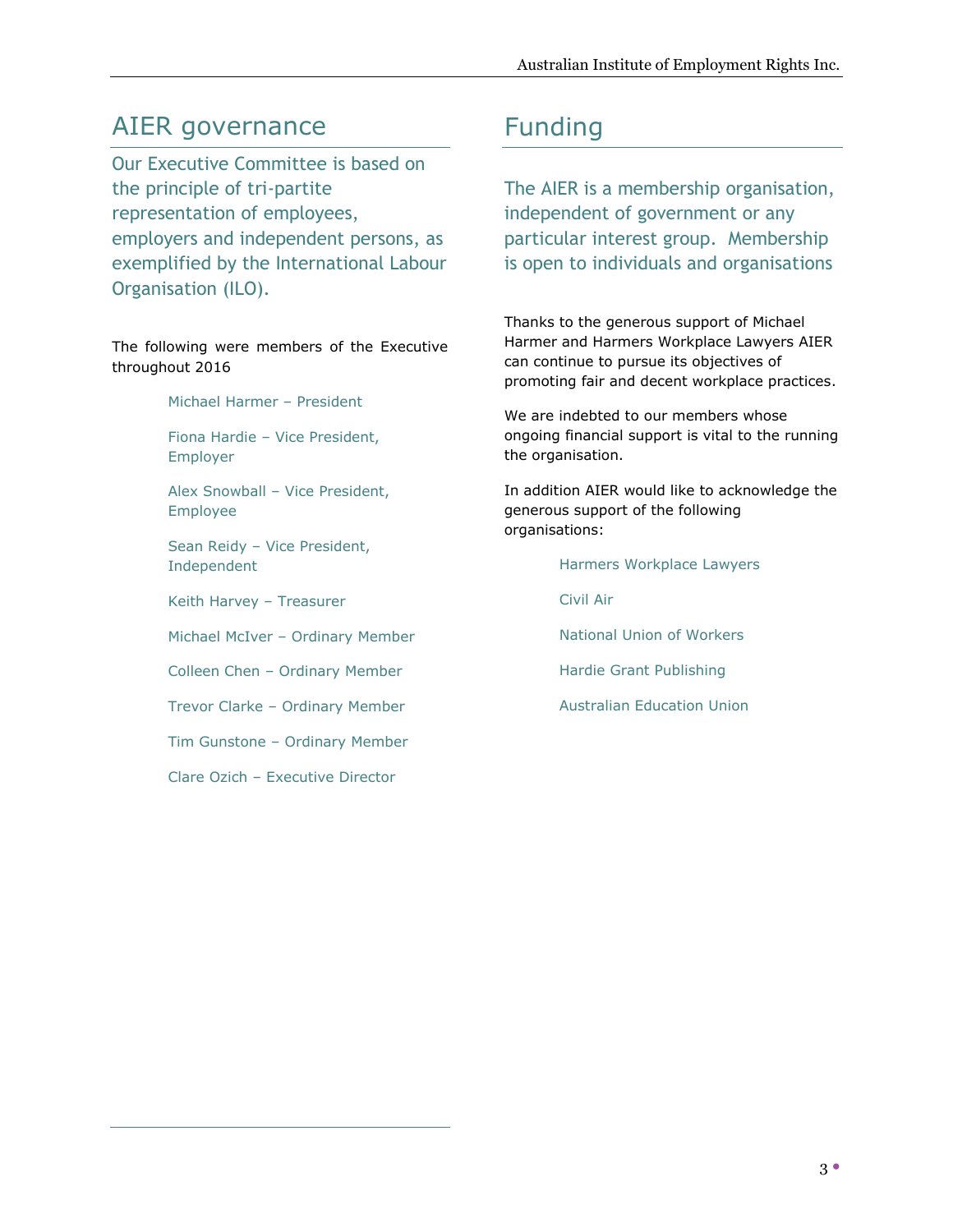## AIER governance

Our Executive Committee is based on the principle of tri-partite representation of employees, employers and independent persons, as exemplified by the International Labour Organisation (ILO).

The following were members of the Executive throughout 2016

- Michael Harmer – President
- Fiona Hardie – Vice President, Employer
- Alex Snowball – Vice President, Employee
- Sean Reidy – Vice President, Independent
- Keith Harvey – Treasurer
- Michael McIver – Ordinary Member
- Colleen Chen – Ordinary Member
- Trevor Clarke – Ordinary Member
- Tim Gunstone – Ordinary Member
- Clare Ozich – Executive Director

## Funding

The AIER is a membership organisation, independent of government or any particular interest group. Membership is open to individuals and organisations

Thanks to the generous support of Michael Harmer and Harmers Workplace Lawyers AIER can continue to pursue its objectives of promoting fair and decent workplace practices.

We are indebted to our members whose ongoing financial support is vital to the running the organisation.

In addition AIER would like to acknowledge the generous support of the following organisations:

- Harmers Workplace Lawyers
- Civil Air
- National Union of Workers
- Hardie Grant Publishing
- Australian Education Union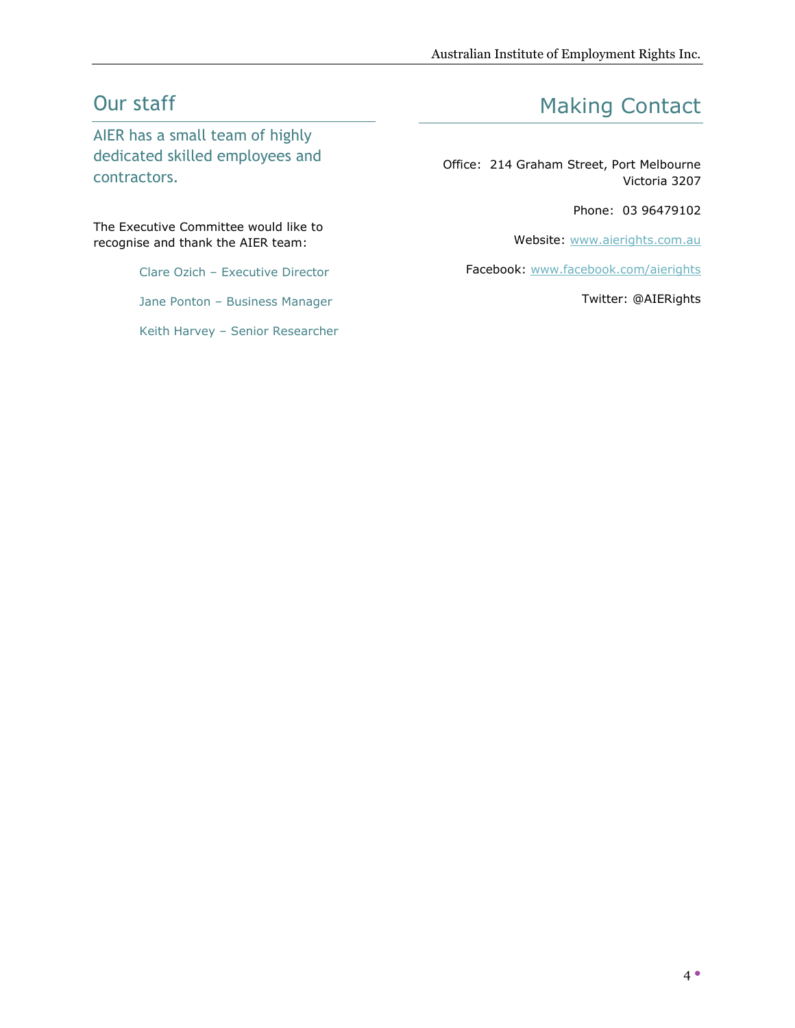## Our staff

AIER has a small team of highly dedicated skilled employees and contractors.

The Executive Committee would like to recognise and thank the AIER team:

Clare Ozich – Executive Director

Jane Ponton – Business Manager

Keith Harvey – Senior Researcher

## Making Contact

Office: 214 Graham Street, Port Melbourne Victoria 3207

Phone: 03 96479102

Website: www.aierights.com.au

Facebook: www.facebook.com/aierights

Twitter: @AIERights